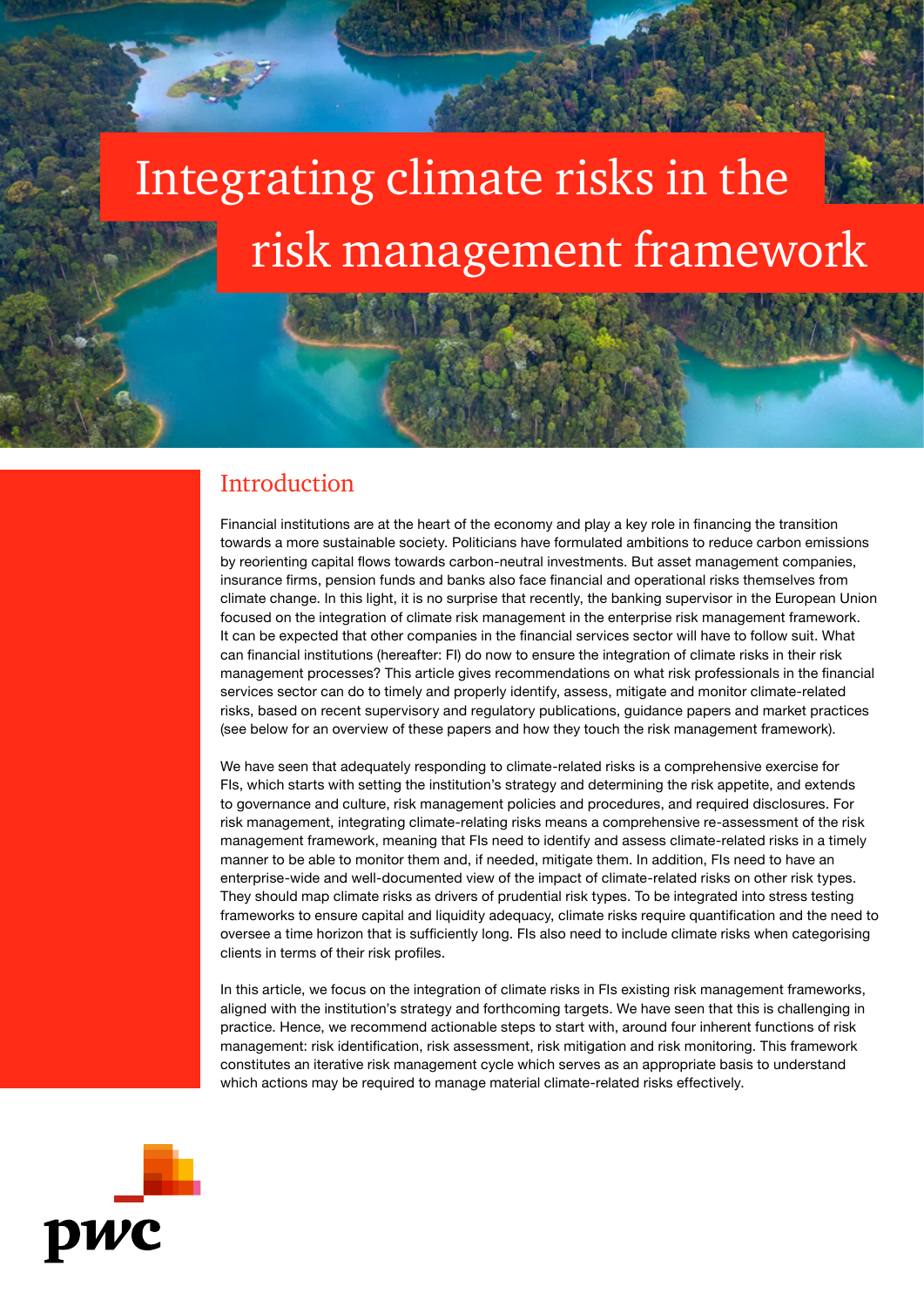# Integrating climate risks in the risk management framework

## Introduction

Financial institutions are at the heart of the economy and play a key role in financing the transition towards a more sustainable society. Politicians have formulated ambitions to reduce carbon emissions by reorienting capital flows towards carbon-neutral investments. But asset management companies, insurance firms, pension funds and banks also face financial and operational risks themselves from climate change. In this light, it is no surprise that recently, the banking supervisor in the European Union focused on the integration of climate risk management in the enterprise risk management framework. It can be expected that other companies in the financial services sector will have to follow suit. What can financial institutions (hereafter: FI) do now to ensure the integration of climate risks in their risk management processes? This article gives recommendations on what risk professionals in the financial services sector can do to timely and properly identify, assess, mitigate and monitor climate-related risks, based on recent supervisory and regulatory publications, guidance papers and market practices (see below for an overview of these papers and how they touch the risk management framework).

We have seen that adequately responding to climate-related risks is a comprehensive exercise for FIs, which starts with setting the institution's strategy and determining the risk appetite, and extends to governance and culture, risk management policies and procedures, and required disclosures. For risk management, integrating climate-relating risks means a comprehensive re-assessment of the risk management framework, meaning that FIs need to identify and assess climate-related risks in a timely manner to be able to monitor them and, if needed, mitigate them. In addition, FIs need to have an enterprise-wide and well-documented view of the impact of climate-related risks on other risk types. They should map climate risks as drivers of prudential risk types. To be integrated into stress testing frameworks to ensure capital and liquidity adequacy, climate risks require quantification and the need to oversee a time horizon that is sufficiently long. FIs also need to include climate risks when categorising clients in terms of their risk profiles.

In this article, we focus on the integration of climate risks in FIs existing risk management frameworks, aligned with the institution's strategy and forthcoming targets. We have seen that this is challenging in practice. Hence, we recommend actionable steps to start with, around four inherent functions of risk management: risk identification, risk assessment, risk mitigation and risk monitoring. This framework constitutes an iterative risk management cycle which serves as an appropriate basis to understand which actions may be required to manage material climate-related risks effectively.

pwc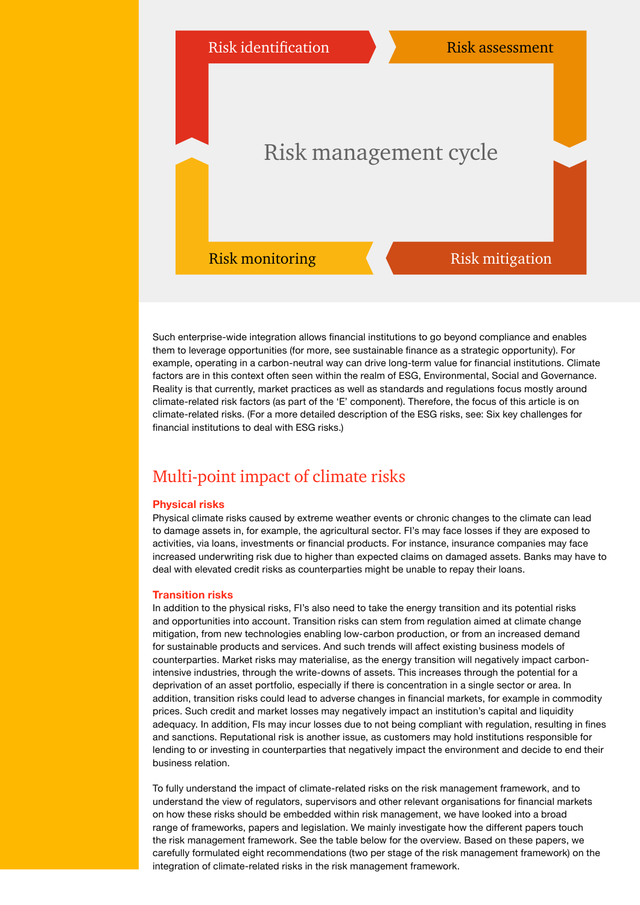Risk identification

Risk assessment

Risk management cycle

Risk monitoring

Risk mitigation

Such enterprise-wide integration allows financial institutions to go beyond compliance and enables them to leverage opportunities (for more, see sustainable finance as a strategic opportunity). For example, operating in a carbon-neutral way can drive long-term value for financial institutions. Climate factors are in this context often seen within the realm of ESG, Environmental, Social and Governance. Reality is that currently, market practices as well as standards and regulations focus mostly around climate-related risk factors (as part of the 'E' component). Therefore, the focus of this article is on climate-related risks. (For a more detailed description of the ESG risks, see: Six key challenges for financial institutions to deal with ESG risks.)

## Multi-point impact of climate risks

### Physical risks

Physical climate risks caused by extreme weather events or chronic changes to the climate can lead to damage assets in, for example, the agricultural sector. FI's may face losses if they are exposed to activities, via loans, investments or financial products. For instance, insurance companies may face increased underwriting risk due to higher than expected claims on damaged assets. Banks may have to deal with elevated credit risks as counterparties might be unable to repay their loans.

### Transition risks

In addition to the physical risks, FI's also need to take the energy transition and its potential risks and opportunities into account. Transition risks can stem from regulation aimed at climate change mitigation, from new technologies enabling low-carbon production, or from an increased demand for sustainable products and services. And such trends will affect existing business models of counterparties. Market risks may materialise, as the energy transition will negatively impact carbon-intensive industries, through the write-downs of assets. This increases through the potential for a deprivation of an asset portfolio, especially if there is concentration in a single sector or area. In addition, transition risks could lead to adverse changes in financial markets, for example in commodity prices. Such credit and market losses may negatively impact an institution's capital and liquidity adequacy. In addition, FIs may incur losses due to not being compliant with regulation, resulting in fines and sanctions. Reputational risk is another issue, as customers may hold institutions responsible for lending to or investing in counterparties that negatively impact the environment and decide to end their business relation.

To fully understand the impact of climate-related risks on the risk management framework, and to understand the view of regulators, supervisors and other relevant organisations for financial markets on how these risks should be embedded within risk management, we have looked into a broad range of frameworks, papers and legislation. We mainly investigate how the different papers touch the risk management framework. See the table below for the overview. Based on these papers, we carefully formulated eight recommendations (two per stage of the risk management framework) on the integration of climate-related risks in the risk management framework.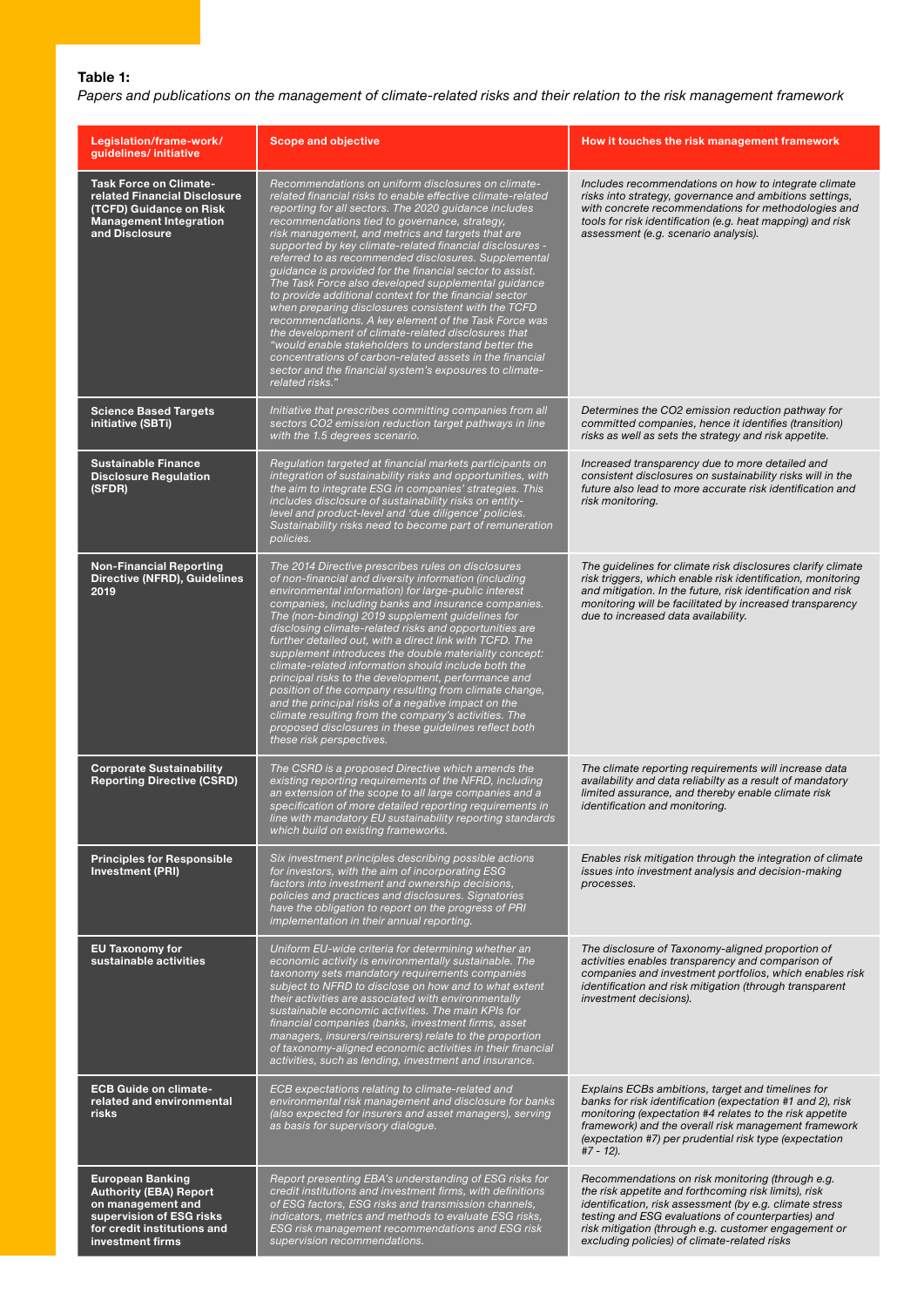**Table 1:**

*Papers and publications on the management of climate-related risks and their relation to the risk management framework*

| Legislation/frame-work/ guidelines/ initiative | Scope and objective | How it touches the risk management framework |
| --- | --- | --- |
| **Task Force on Climate-related Financial Disclosure (TCFD) Guidance on Risk Management Integration and Disclosure** | *Recommendations on uniform disclosures on climate-related financial risks to enable effective climate-related reporting for all sectors. The 2020 guidance includes recommendations tied to governance, strategy, risk management, and metrics and targets that are supported by key climate-related financial disclosures - referred to as recommended disclosures. Supplemental guidance is provided for the financial sector to assist. The Task Force also developed supplemental guidance to provide additional context for the financial sector when preparing disclosures consistent with the TCFD recommendations. A key element of the Task Force was the development of climate-related disclosures that "would enable stakeholders to understand better the concentrations of carbon-related assets in the financial sector and the financial system's exposures to climate-related risks."* | *Includes recommendations on how to integrate climate risks into strategy, governance and ambitions settings, with concrete recommendations for methodologies and tools for risk identification (e.g. heat mapping) and risk assessment (e.g. scenario analysis).* |
| **Science Based Targets initiative (SBTi)** | *Initiative that prescribes committing companies from all sectors CO2 emission reduction target pathways in line with the 1.5 degrees scenario.* | *Determines the CO2 emission reduction pathway for committed companies, hence it identifies (transition) risks as well as sets the strategy and risk appetite.* |
| **Sustainable Finance Disclosure Regulation (SFDR)** | *Regulation targeted at financial markets participants on integration of sustainability risks and opportunities, with the aim to integrate ESG in companies' strategies. This includes disclosure of sustainability risks on entity-level and product-level and 'due diligence' policies. Sustainability risks need to become part of remuneration policies.* | *Increased transparency due to more detailed and consistent disclosures on sustainability risks will in the future also lead to more accurate risk identification and risk monitoring.* |
| **Non-Financial Reporting Directive (NFRD), Guidelines 2019** | *The 2014 Directive prescribes rules on disclosures of non-financial and diversity information (including environmental information) for large-public interest companies, including banks and insurance companies. The (non-binding) 2019 supplement guidelines for disclosing climate-related risks and opportunities are further detailed out, with a direct link with TCFD. The supplement introduces the double materiality concept: climate-related information should include both the principal risks to the development, performance and position of the company resulting from climate change, and the principal risks of a negative impact on the climate resulting from the company's activities. The proposed disclosures in these guidelines reflect both these risk perspectives.* | *The guidelines for climate risk disclosures clarify climate risk triggers, which enable risk identification, monitoring and mitigation. In the future, risk identification and risk monitoring will be facilitated by increased transparency due to increased data availability.* |
| **Corporate Sustainability Reporting Directive (CSRD)** | *The CSRD is a proposed Directive which amends the existing reporting requirements of the NFRD, including an extension of the scope to all large companies and a specification of more detailed reporting requirements in line with mandatory EU sustainability reporting standards which build on existing frameworks.* | *The climate reporting requirements will increase data availability and data reliabilty as a result of mandatory limited assurance, and thereby enable climate risk identification and monitoring.* |
| **Principles for Responsible Investment (PRI)** | *Six investment principles describing possible actions for investors, with the aim of incorporating ESG factors into investment and ownership decisions, policies and practices and disclosures. Signatories have the obligation to report on the progress of PRI implementation in their annual reporting.* | *Enables risk mitigation through the integration of climate issues into investment analysis and decision-making processes.* |
| **EU Taxonomy for sustainable activities** | *Uniform EU-wide criteria for determining whether an economic activity is environmentally sustainable. The taxonomy sets mandatory requirements companies subject to NFRD to disclose on how and to what extent their activities are associated with environmentally sustainable economic activities. The main KPIs for financial companies (banks, investment firms, asset managers, insurers/reinsurers) relate to the proportion of taxonomy-aligned economic activities in their financial activities, such as lending, investment and insurance.* | *The disclosure of Taxonomy-aligned proportion of activities enables transparency and comparison of companies and investment portfolios, which enables risk identification and risk mitigation (through transparent investment decisions).* |
| **ECB Guide on climate-related and environmental risks** | *ECB expectations relating to climate-related and environmental risk management and disclosure for banks (also expected for insurers and asset managers), serving as basis for supervisory dialogue.* | *Explains ECBs ambitions, target and timelines for banks for risk identification (expectation #1 and 2), risk monitoring (expectation #4 relates to the risk appetite framework) and the overall risk management framework (expectation #7) per prudential risk type (expectation #7 - 12).* |
| **European Banking Authority (EBA) Report on management and supervision of ESG risks for credit institutions and investment firms** | *Report presenting EBA's understanding of ESG risks for credit institutions and investment firms, with definitions of ESG factors, ESG risks and transmission channels, indicators, metrics and methods to evaluate ESG risks, ESG risk management recommendations and ESG risk supervision recommendations.* | *Recommendations on risk monitoring (through e.g. the risk appetite and forthcoming risk limits), risk identification, risk assessment (by e.g. climate stress testing and ESG evaluations of counterparties) and risk mitigation (through e.g. customer engagement or excluding policies) of climate-related risks* |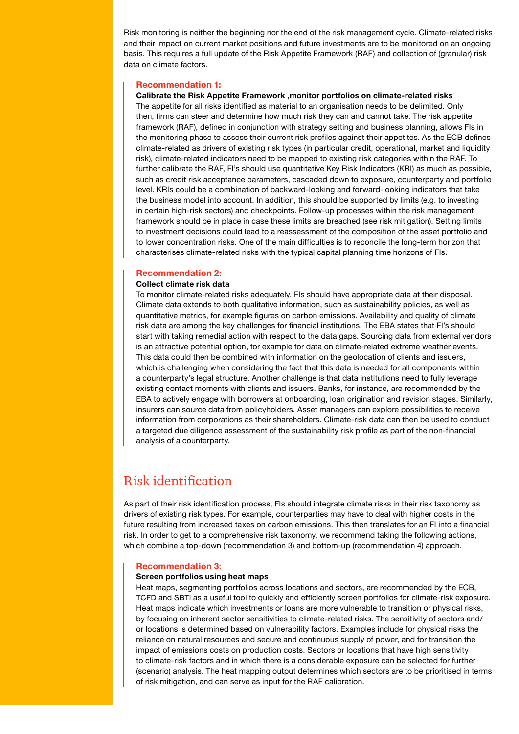Risk monitoring is neither the beginning nor the end of the risk management cycle. Climate-related risks and their impact on current market positions and future investments are to be monitored on an ongoing basis. This requires a full update of the Risk Appetite Framework (RAF) and collection of (granular) risk data on climate factors.

### Recommendation 1:

**Calibrate the Risk Appetite Framework ,monitor portfolios on climate-related risks**

The appetite for all risks identified as material to an organisation needs to be delimited. Only then, firms can steer and determine how much risk they can and cannot take. The risk appetite framework (RAF), defined in conjunction with strategy setting and business planning, allows FIs in the monitoring phase to assess their current risk profiles against their appetites. As the ECB defines climate-related as drivers of existing risk types (in particular credit, operational, market and liquidity risk), climate-related indicators need to be mapped to existing risk categories within the RAF. To further calibrate the RAF, FI's should use quantitative Key Risk Indicators (KRI) as much as possible, such as credit risk acceptance parameters, cascaded down to exposure, counterparty and portfolio level. KRIs could be a combination of backward-looking and forward-looking indicators that take the business model into account. In addition, this should be supported by limits (e.g. to investing in certain high-risk sectors) and checkpoints. Follow-up processes within the risk management framework should be in place in case these limits are breached (see risk mitigation). Setting limits to investment decisions could lead to a reassessment of the composition of the asset portfolio and to lower concentration risks. One of the main difficulties is to reconcile the long-term horizon that characterises climate-related risks with the typical capital planning time horizons of FIs.

### Recommendation 2:

**Collect climate risk data**

To monitor climate-related risks adequately, FIs should have appropriate data at their disposal. Climate data extends to both qualitative information, such as sustainability policies, as well as quantitative metrics, for example figures on carbon emissions. Availability and quality of climate risk data are among the key challenges for financial institutions. The EBA states that FI's should start with taking remedial action with respect to the data gaps. Sourcing data from external vendors is an attractive potential option, for example for data on climate-related extreme weather events. This data could then be combined with information on the geolocation of clients and issuers, which is challenging when considering the fact that this data is needed for all components within a counterparty's legal structure. Another challenge is that data institutions need to fully leverage existing contact moments with clients and issuers. Banks, for instance, are recommended by the EBA to actively engage with borrowers at onboarding, loan origination and revision stages. Similarly, insurers can source data from policyholders. Asset managers can explore possibilities to receive information from corporations as their shareholders. Climate-risk data can then be used to conduct a targeted due diligence assessment of the sustainability risk profile as part of the non-financial analysis of a counterparty.

## Risk identification

As part of their risk identification process, FIs should integrate climate risks in their risk taxonomy as drivers of existing risk types. For example, counterparties may have to deal with higher costs in the future resulting from increased taxes on carbon emissions. This then translates for an FI into a financial risk. In order to get to a comprehensive risk taxonomy, we recommend taking the following actions, which combine a top-down (recommendation 3) and bottom-up (recommendation 4) approach.

### Recommendation 3:

**Screen portfolios using heat maps**

Heat maps, segmenting portfolios across locations and sectors, are recommended by the ECB, TCFD and SBTi as a useful tool to quickly and efficiently screen portfolios for climate-risk exposure. Heat maps indicate which investments or loans are more vulnerable to transition or physical risks, by focusing on inherent sector sensitivities to climate-related risks. The sensitivity of sectors and/or locations is determined based on vulnerability factors. Examples include for physical risks the reliance on natural resources and secure and continuous supply of power, and for transition the impact of emissions costs on production costs. Sectors or locations that have high sensitivity to climate-risk factors and in which there is a considerable exposure can be selected for further (scenario) analysis. The heat mapping output determines which sectors are to be prioritised in terms of risk mitigation, and can serve as input for the RAF calibration.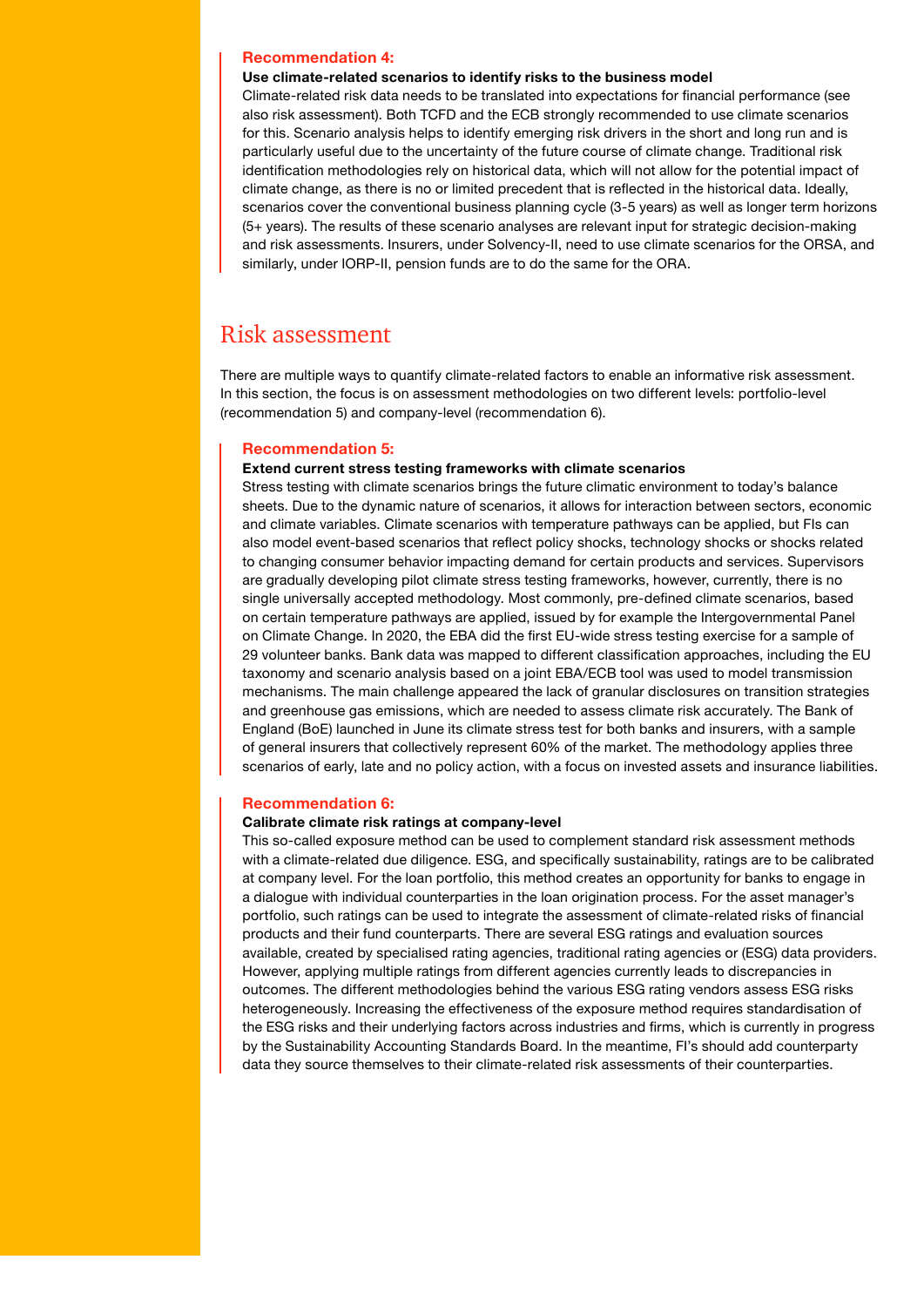**Recommendation 4:**

**Use climate-related scenarios to identify risks to the business model**

Climate-related risk data needs to be translated into expectations for financial performance (see also risk assessment). Both TCFD and the ECB strongly recommended to use climate scenarios for this. Scenario analysis helps to identify emerging risk drivers in the short and long run and is particularly useful due to the uncertainty of the future course of climate change. Traditional risk identification methodologies rely on historical data, which will not allow for the potential impact of climate change, as there is no or limited precedent that is reflected in the historical data. Ideally, scenarios cover the conventional business planning cycle (3-5 years) as well as longer term horizons (5+ years). The results of these scenario analyses are relevant input for strategic decision-making and risk assessments. Insurers, under Solvency-II, need to use climate scenarios for the ORSA, and similarly, under IORP-II, pension funds are to do the same for the ORA.

## Risk assessment

There are multiple ways to quantify climate-related factors to enable an informative risk assessment. In this section, the focus is on assessment methodologies on two different levels: portfolio-level (recommendation 5) and company-level (recommendation 6).

**Recommendation 5:**

**Extend current stress testing frameworks with climate scenarios**

Stress testing with climate scenarios brings the future climatic environment to today's balance sheets. Due to the dynamic nature of scenarios, it allows for interaction between sectors, economic and climate variables. Climate scenarios with temperature pathways can be applied, but FIs can also model event-based scenarios that reflect policy shocks, technology shocks or shocks related to changing consumer behavior impacting demand for certain products and services. Supervisors are gradually developing pilot climate stress testing frameworks, however, currently, there is no single universally accepted methodology. Most commonly, pre-defined climate scenarios, based on certain temperature pathways are applied, issued by for example the Intergovernmental Panel on Climate Change. In 2020, the EBA did the first EU-wide stress testing exercise for a sample of 29 volunteer banks. Bank data was mapped to different classification approaches, including the EU taxonomy and scenario analysis based on a joint EBA/ECB tool was used to model transmission mechanisms. The main challenge appeared the lack of granular disclosures on transition strategies and greenhouse gas emissions, which are needed to assess climate risk accurately. The Bank of England (BoE) launched in June its climate stress test for both banks and insurers, with a sample of general insurers that collectively represent 60% of the market. The methodology applies three scenarios of early, late and no policy action, with a focus on invested assets and insurance liabilities.

**Recommendation 6:**

**Calibrate climate risk ratings at company-level**

This so-called exposure method can be used to complement standard risk assessment methods with a climate-related due diligence. ESG, and specifically sustainability, ratings are to be calibrated at company level. For the loan portfolio, this method creates an opportunity for banks to engage in a dialogue with individual counterparties in the loan origination process. For the asset manager's portfolio, such ratings can be used to integrate the assessment of climate-related risks of financial products and their fund counterparts. There are several ESG ratings and evaluation sources available, created by specialised rating agencies, traditional rating agencies or (ESG) data providers. However, applying multiple ratings from different agencies currently leads to discrepancies in outcomes. The different methodologies behind the various ESG rating vendors assess ESG risks heterogeneously. Increasing the effectiveness of the exposure method requires standardisation of the ESG risks and their underlying factors across industries and firms, which is currently in progress by the Sustainability Accounting Standards Board. In the meantime, FI's should add counterparty data they source themselves to their climate-related risk assessments of their counterparties.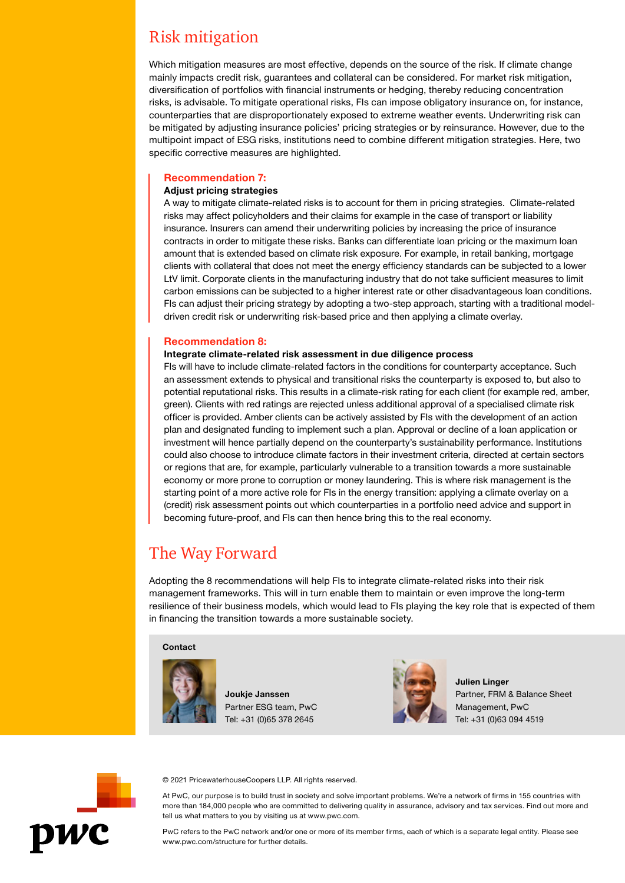## Risk mitigation

Which mitigation measures are most effective, depends on the source of the risk. If climate change mainly impacts credit risk, guarantees and collateral can be considered. For market risk mitigation, diversification of portfolios with financial instruments or hedging, thereby reducing concentration risks, is advisable. To mitigate operational risks, FIs can impose obligatory insurance on, for instance, counterparties that are disproportionately exposed to extreme weather events. Underwriting risk can be mitigated by adjusting insurance policies' pricing strategies or by reinsurance. However, due to the multipoint impact of ESG risks, institutions need to combine different mitigation strategies. Here, two specific corrective measures are highlighted.

**Recommendation 7:**

**Adjust pricing strategies**

A way to mitigate climate-related risks is to account for them in pricing strategies. Climate-related risks may affect policyholders and their claims for example in the case of transport or liability insurance. Insurers can amend their underwriting policies by increasing the price of insurance contracts in order to mitigate these risks. Banks can differentiate loan pricing or the maximum loan amount that is extended based on climate risk exposure. For example, in retail banking, mortgage clients with collateral that does not meet the energy efficiency standards can be subjected to a lower LtV limit. Corporate clients in the manufacturing industry that do not take sufficient measures to limit carbon emissions can be subjected to a higher interest rate or other disadvantageous loan conditions. FIs can adjust their pricing strategy by adopting a two-step approach, starting with a traditional model-driven credit risk or underwriting risk-based price and then applying a climate overlay.

**Recommendation 8:**

**Integrate climate-related risk assessment in due diligence process**

FIs will have to include climate-related factors in the conditions for counterparty acceptance. Such an assessment extends to physical and transitional risks the counterparty is exposed to, but also to potential reputational risks. This results in a climate-risk rating for each client (for example red, amber, green). Clients with red ratings are rejected unless additional approval of a specialised climate risk officer is provided. Amber clients can be actively assisted by FIs with the development of an action plan and designated funding to implement such a plan. Approval or decline of a loan application or investment will hence partially depend on the counterparty's sustainability performance. Institutions could also choose to introduce climate factors in their investment criteria, directed at certain sectors or regions that are, for example, particularly vulnerable to a transition towards a more sustainable economy or more prone to corruption or money laundering. This is where risk management is the starting point of a more active role for FIs in the energy transition: applying a climate overlay on a (credit) risk assessment points out which counterparties in a portfolio need advice and support in becoming future-proof, and FIs can then hence bring this to the real economy.

## The Way Forward

Adopting the 8 recommendations will help FIs to integrate climate-related risks into their risk management frameworks. This will in turn enable them to maintain or even improve the long-term resilience of their business models, which would lead to FIs playing the key role that is expected of them in financing the transition towards a more sustainable society.

**Contact**

**Joukje Janssen**
Partner ESG team, PwC
Tel: +31 (0)65 378 2645

**Julien Linger**
Partner, FRM & Balance Sheet Management, PwC
Tel: +31 (0)63 094 4519

© 2021 PricewaterhouseCoopers LLP. All rights reserved.

At PwC, our purpose is to build trust in society and solve important problems. We're a network of firms in 155 countries with more than 184,000 people who are committed to delivering quality in assurance, advisory and tax services. Find out more and tell us what matters to you by visiting us at www.pwc.com.

PwC refers to the PwC network and/or one or more of its member firms, each of which is a separate legal entity. Please see www.pwc.com/structure for further details.